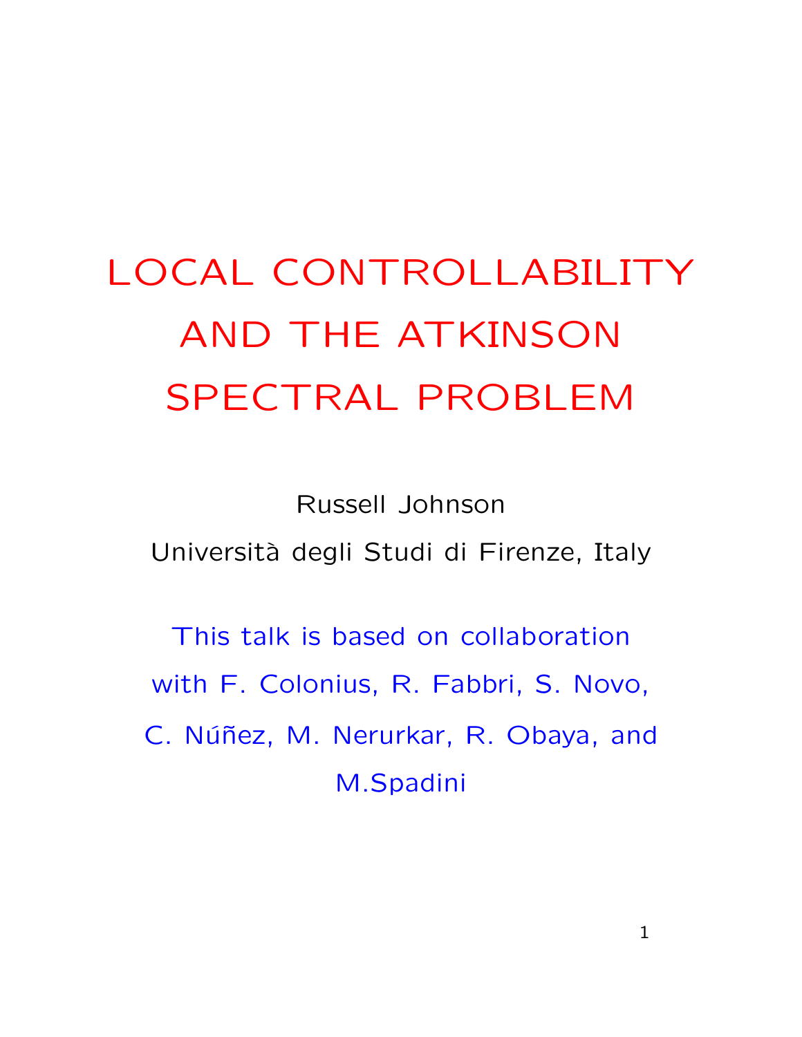# LOCAL CONTROLLABILITY AND THE ATKINSON SPECTRAL PROBLEM

Russell Johnson

Università degli Studi di Firenze, Italy

This talk is based on collaboration with F. Colonius, R. Fabbri, S. Novo, C. Núñez, M. Nerurkar, R. Obaya, and M.Spadini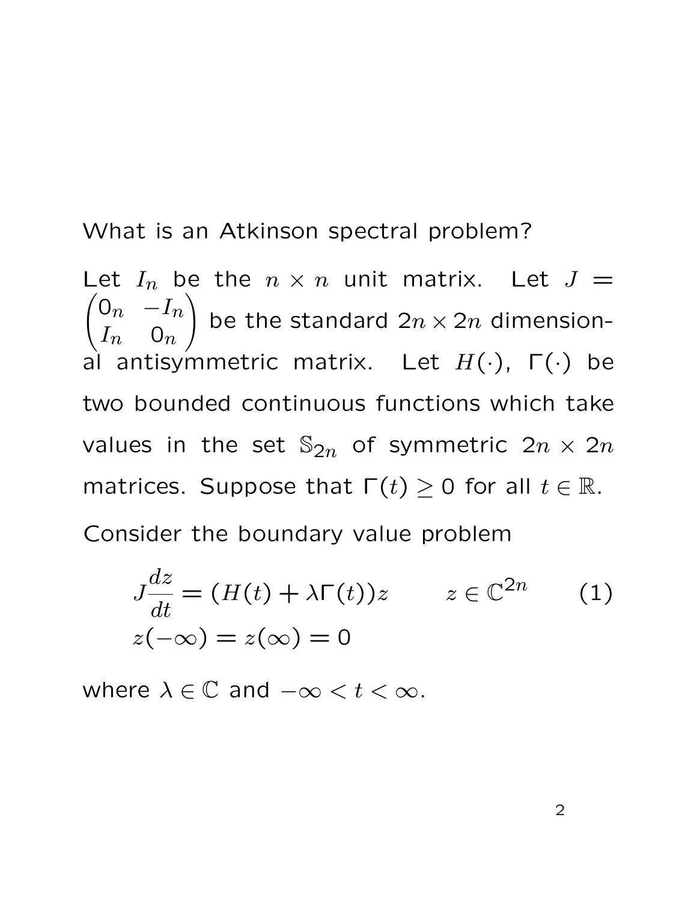What is an Atkinson spectral problem?

Let $I_n$ be the $n \times n$ unit matrix. Let $J = \begin{pmatrix} 0_n & -I_n \\ I_n & 0_n \end{pmatrix}$ be the standard $2n \times 2n$ dimensional antisymmetric matrix. Let $H(\cdot)$, $\Gamma(\cdot)$ be two bounded continuous functions which take values in the set $\mathbb{S}_{2n}$ of symmetric $2n \times 2n$ matrices. Suppose that $\Gamma(t) \geq 0$ for all $t \in \mathbb{R}$.

Consider the boundary value problem

$$
\begin{aligned}
& J\frac{dz}{dt} = (H(t) + \lambda\Gamma(t))z \qquad z \in \mathbb{C}^{2n} \qquad (1) \\
& z(-\infty) = z(\infty) = 0
\end{aligned}
$$

where $\lambda \in \mathbb{C}$ and $-\infty < t < \infty$.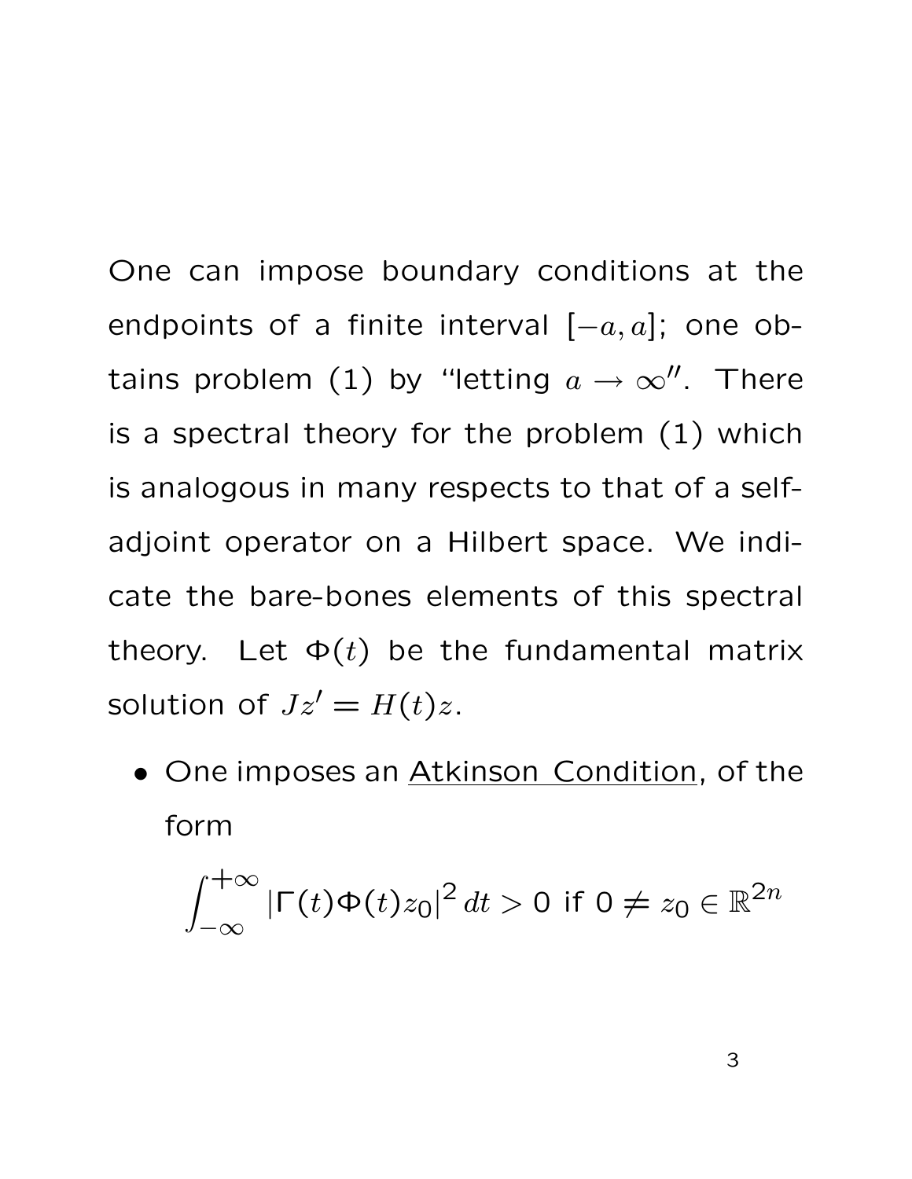One can impose boundary conditions at the endpoints of a finite interval $[-a, a]$; one obtains problem (1) by "letting $a \to \infty$". There is a spectral theory for the problem (1) which is analogous in many respects to that of a self-adjoint operator on a Hilbert space. We indicate the bare-bones elements of this spectral theory. Let $\Phi(t)$ be the fundamental matrix solution of $Jz' = H(t)z$.

- One imposes an <u>Atkinson Condition</u>, of the form

$$\int_{-\infty}^{+\infty} |\Gamma(t)\Phi(t)z_0|^2 \, dt > 0 \text{ if } 0 \neq z_0 \in \mathbb{R}^{2n}$$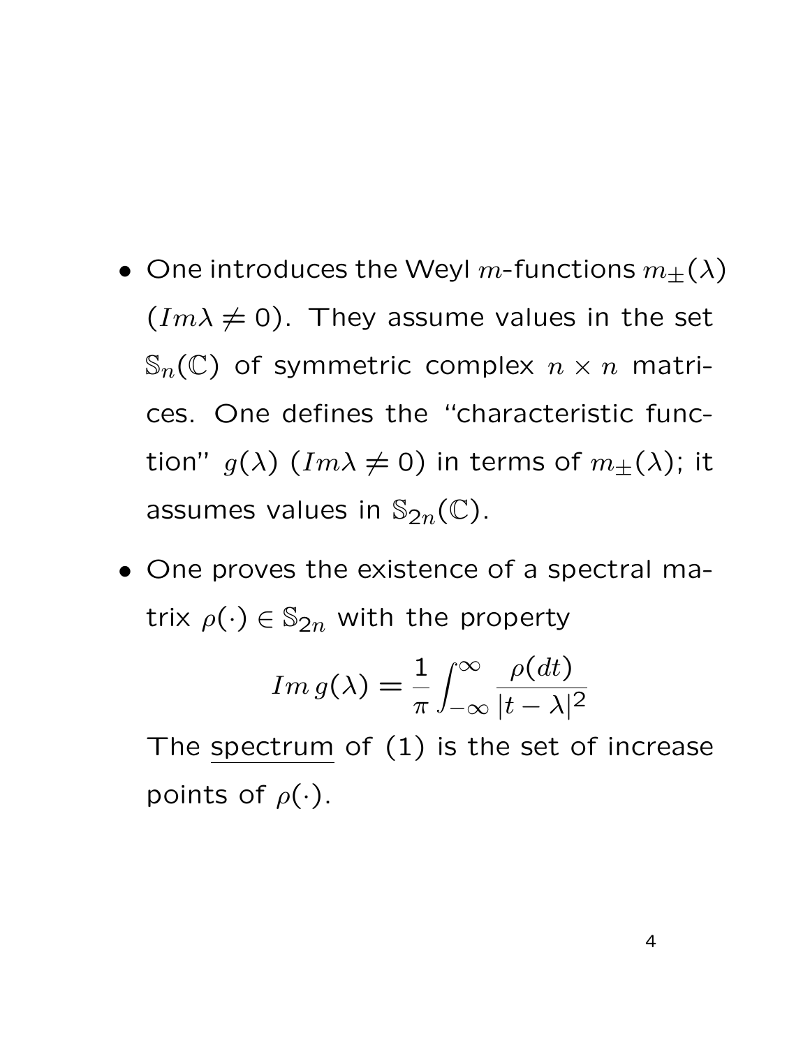- One introduces the Weyl $m$-functions $m_{\pm}(\lambda)$ ($Im\lambda \neq 0$). They assume values in the set $\mathbb{S}_n(\mathbb{C})$ of symmetric complex $n \times n$ matrices. One defines the "characteristic function" $g(\lambda)$ ($Im\lambda \neq 0$) in terms of $m_{\pm}(\lambda)$; it assumes values in $\mathbb{S}_{2n}(\mathbb{C})$.

- One proves the existence of a spectral matrix $\rho(\cdot) \in \mathbb{S}_{2n}$ with the property

$$Im\, g(\lambda) = \frac{1}{\pi} \int_{-\infty}^{\infty} \frac{\rho(dt)}{|t - \lambda|^2}$$

  The <u>spectrum</u> of (1) is the set of increase points of $\rho(\cdot)$.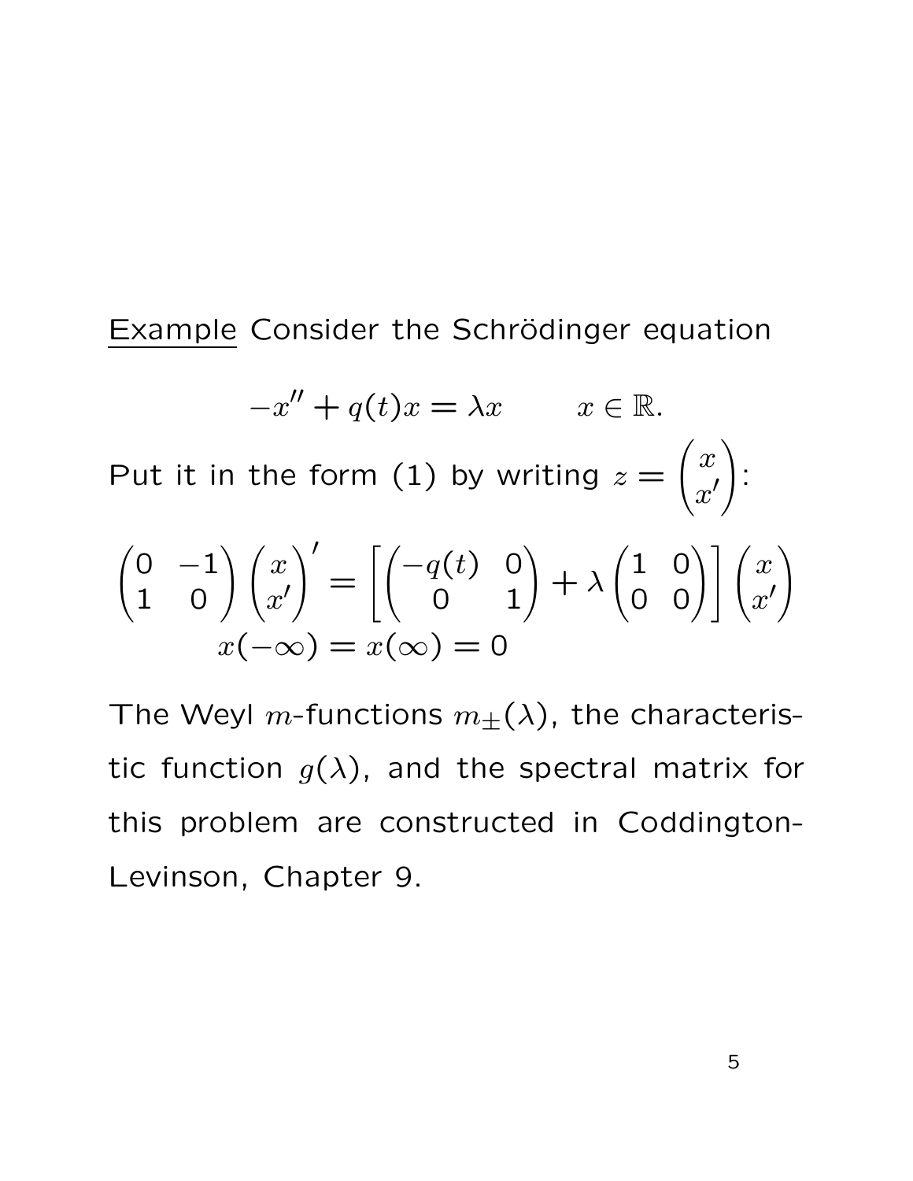Example Consider the Schrödinger equation

$$-x'' + q(t)x = \lambda x \qquad x \in \mathbb{R}.$$

Put it in the form (1) by writing $z = \begin{pmatrix} x \\ x' \end{pmatrix}$:

$$\begin{pmatrix} 0 & -1 \\ 1 & 0 \end{pmatrix} \begin{pmatrix} x \\ x' \end{pmatrix}' = \left[ \begin{pmatrix} -q(t) & 0 \\ 0 & 1 \end{pmatrix} + \lambda \begin{pmatrix} 1 & 0 \\ 0 & 0 \end{pmatrix} \right] \begin{pmatrix} x \\ x' \end{pmatrix}$$

$$x(-\infty) = x(\infty) = 0$$

The Weyl $m$-functions $m_{\pm}(\lambda)$, the characteristic function $g(\lambda)$, and the spectral matrix for this problem are constructed in Coddington-Levinson, Chapter 9.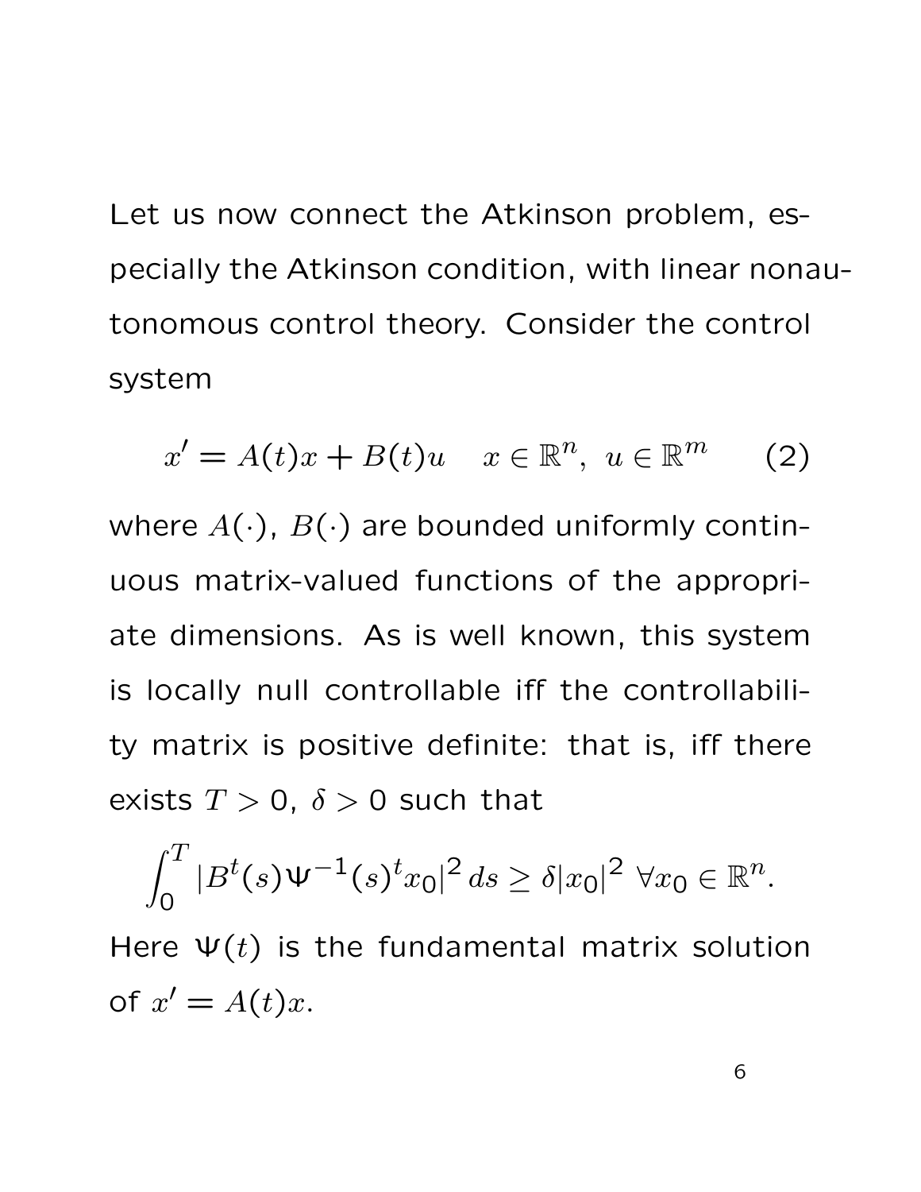Let us now connect the Atkinson problem, especially the Atkinson condition, with linear nonautonomous control theory. Consider the control system

$$x' = A(t)x + B(t)u \quad x \in \mathbb{R}^n, \ u \in \mathbb{R}^m \qquad (2)$$

where $A(\cdot)$, $B(\cdot)$ are bounded uniformly continuous matrix-valued functions of the appropriate dimensions. As is well known, this system is locally null controllable iff the controllability matrix is positive definite: that is, iff there exists $T > 0$, $\delta > 0$ such that

$$\int_0^T |B^t(s)\Psi^{-1}(s)^t x_0|^2 \, ds \geq \delta |x_0|^2 \ \forall x_0 \in \mathbb{R}^n.$$

Here $\Psi(t)$ is the fundamental matrix solution of $x' = A(t)x$.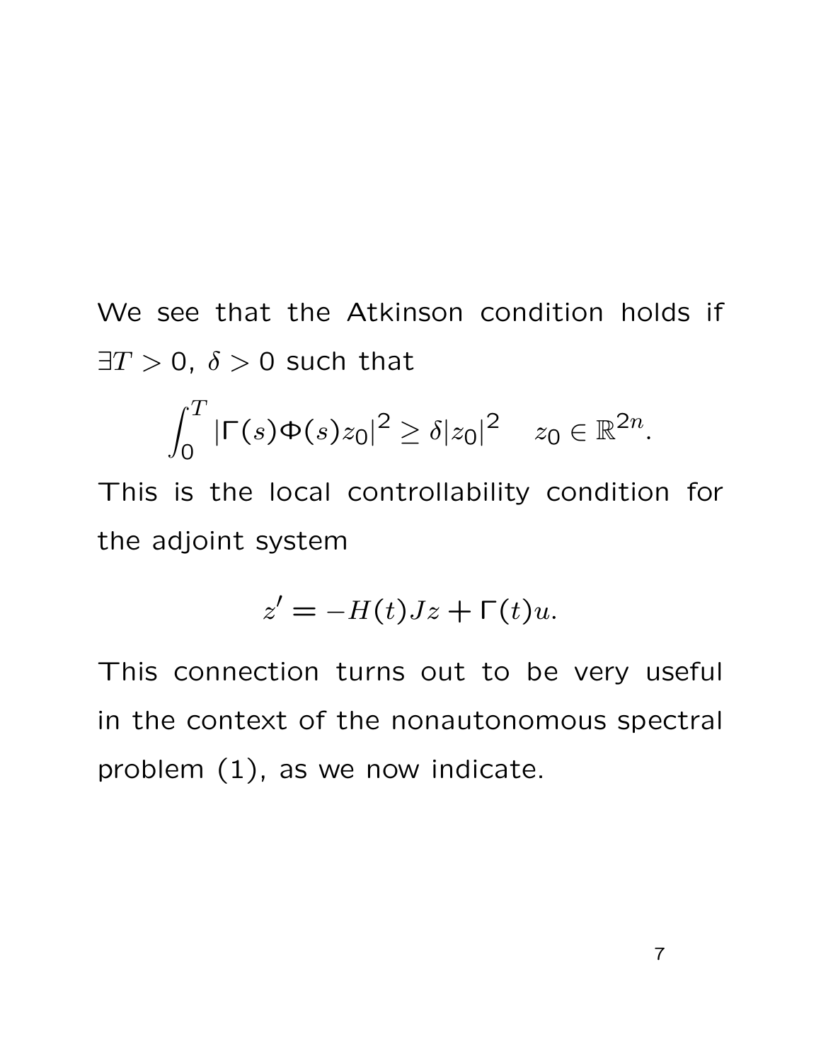We see that the Atkinson condition holds if $\exists T > 0$, $\delta > 0$ such that

$$\int_0^T |\Gamma(s)\Phi(s)z_0|^2 \geq \delta |z_0|^2 \quad z_0 \in \mathbb{R}^{2n}.$$

This is the local controllability condition for the adjoint system

$$z' = -H(t)Jz + \Gamma(t)u.$$

This connection turns out to be very useful in the context of the nonautonomous spectral problem (1), as we now indicate.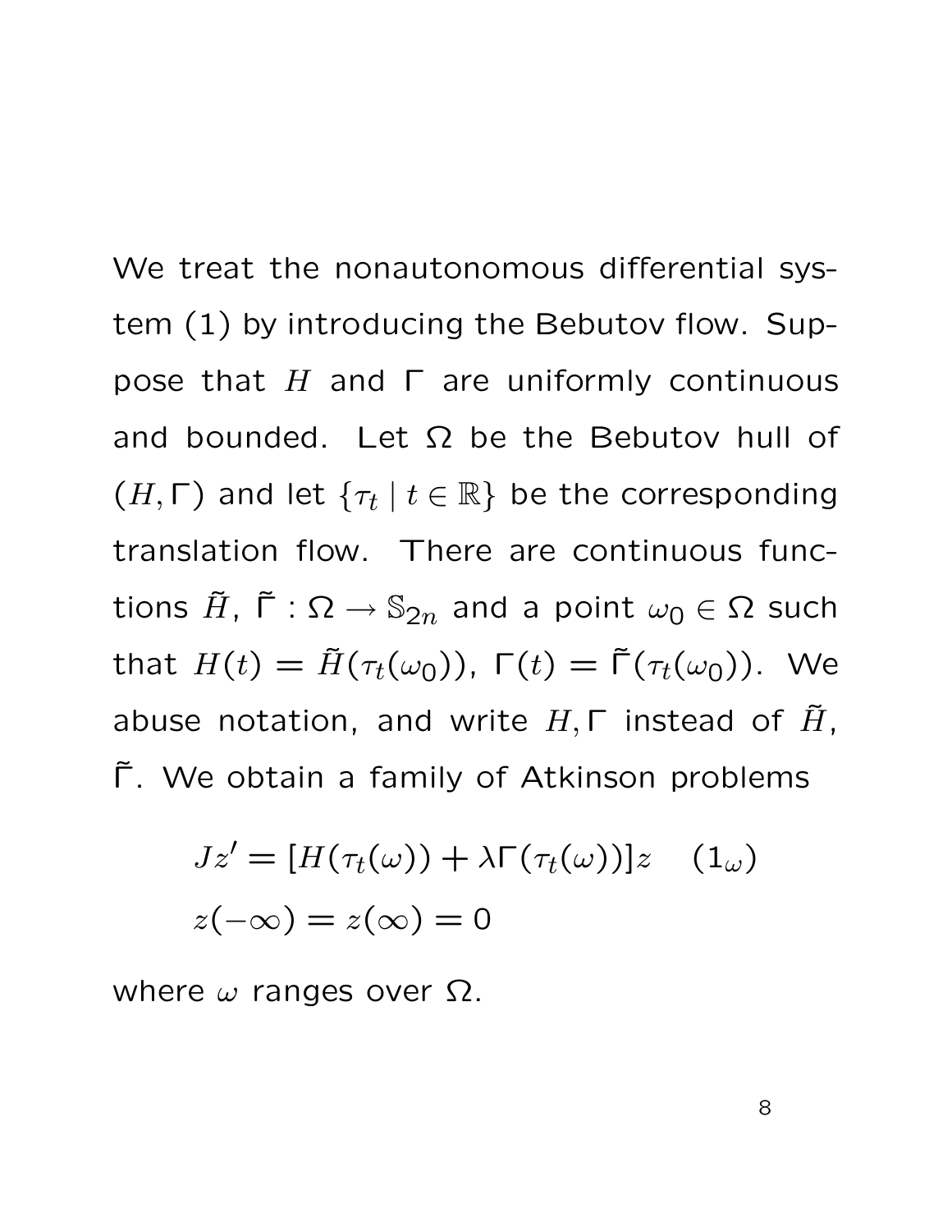We treat the nonautonomous differential system (1) by introducing the Bebutov flow. Suppose that $H$ and $\Gamma$ are uniformly continuous and bounded. Let $\Omega$ be the Bebutov hull of $(H, \Gamma)$ and let $\{\tau_t \mid t \in \mathbb{R}\}$ be the corresponding translation flow. There are continuous functions $\tilde{H}$, $\tilde{\Gamma} : \Omega \to \mathbb{S}_{2n}$ and a point $\omega_0 \in \Omega$ such that $H(t) = \tilde{H}(\tau_t(\omega_0))$, $\Gamma(t) = \tilde{\Gamma}(\tau_t(\omega_0))$. We abuse notation, and write $H, \Gamma$ instead of $\tilde{H}$, $\tilde{\Gamma}$. We obtain a family of Atkinson problems

$$
\begin{aligned}
& Jz' = [H(\tau_t(\omega)) + \lambda \Gamma(\tau_t(\omega))]z \quad (1_\omega) \\
& z(-\infty) = z(\infty) = 0
\end{aligned}
$$

where $\omega$ ranges over $\Omega$.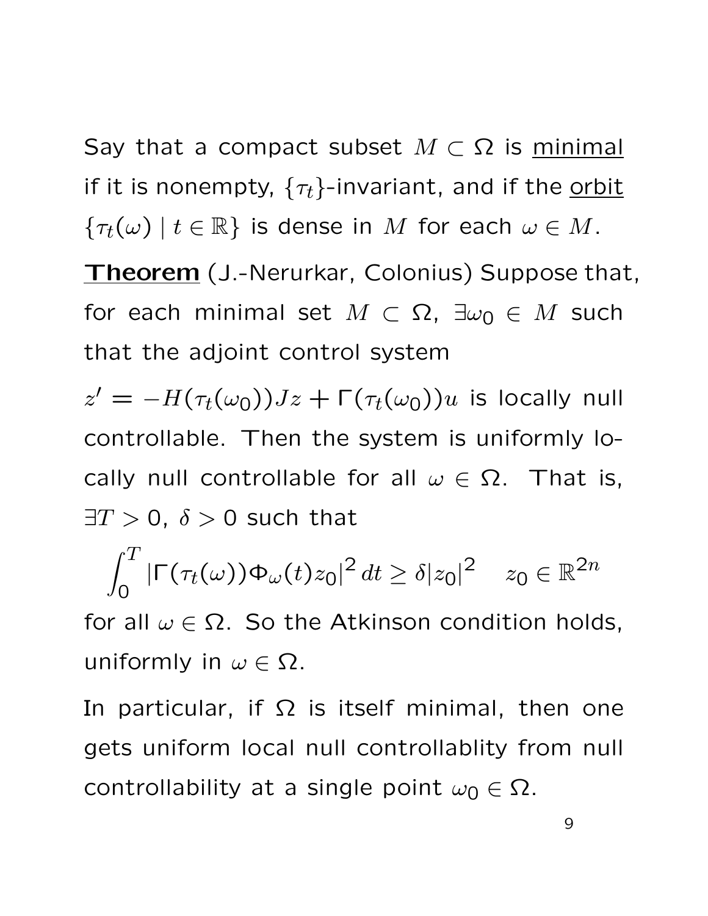Say that a compact subset $M \subset \Omega$ is <u>minimal</u> if it is nonempty, $\{\tau_t\}$-invariant, and if the <u>orbit</u> $\{\tau_t(\omega) \mid t \in \mathbb{R}\}$ is dense in $M$ for each $\omega \in M$.

**<u>Theorem</u>** (J.-Nerurkar, Colonius) Suppose that, for each minimal set $M \subset \Omega$, $\exists \omega_0 \in M$ such that the adjoint control system

$z' = -H(\tau_t(\omega_0))Jz + \Gamma(\tau_t(\omega_0))u$ is locally null controllable. Then the system is uniformly locally null controllable for all $\omega \in \Omega$. That is, $\exists T > 0$, $\delta > 0$ such that

$$\int_0^T |\Gamma(\tau_t(\omega))\Phi_\omega(t)z_0|^2\,dt \geq \delta|z_0|^2 \quad z_0 \in \mathbb{R}^{2n}$$

for all $\omega \in \Omega$. So the Atkinson condition holds, uniformly in $\omega \in \Omega$.

In particular, if $\Omega$ is itself minimal, then one gets uniform local null controllablity from null controllability at a single point $\omega_0 \in \Omega$.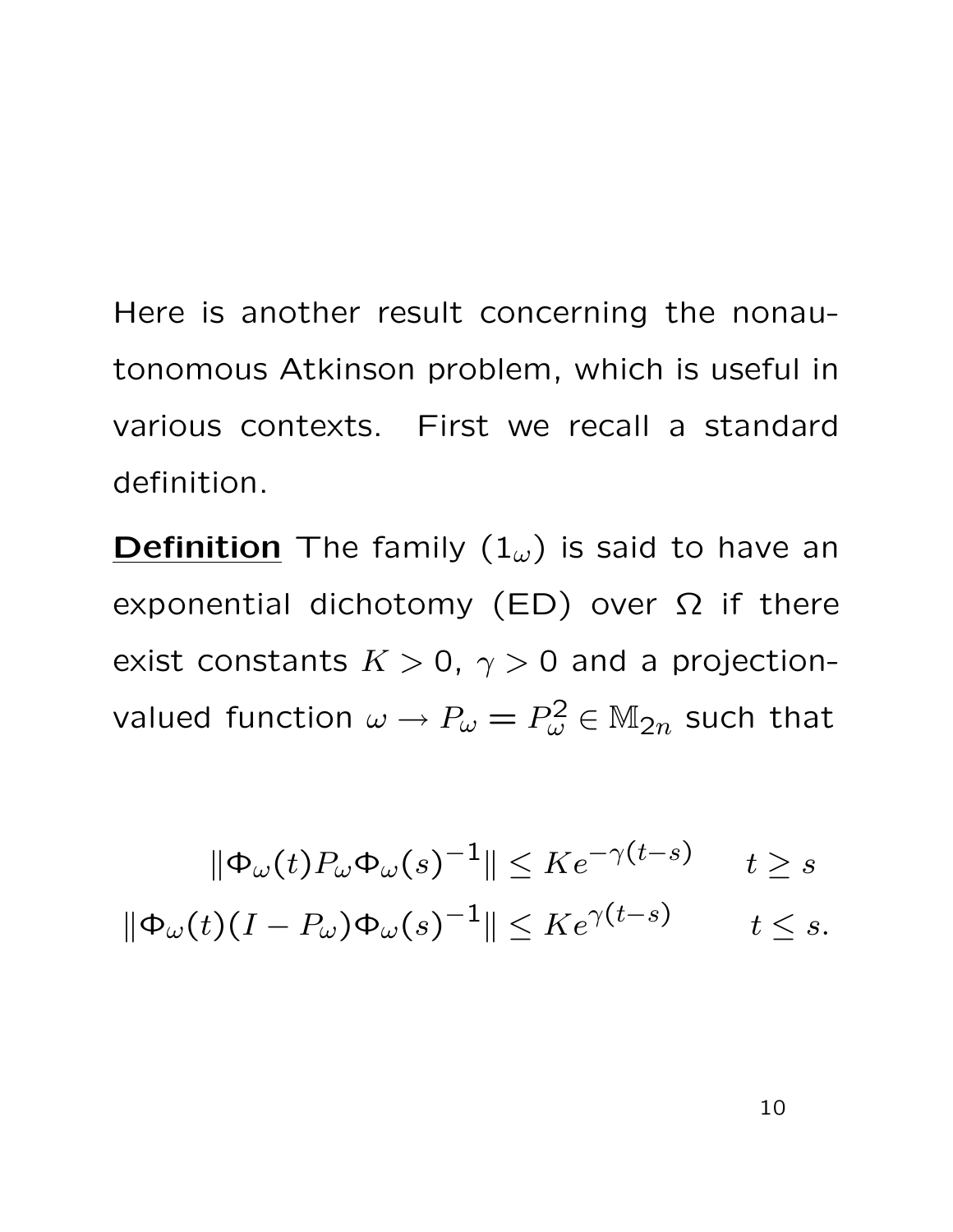Here is another result concerning the nonautonomous Atkinson problem, which is useful in various contexts. First we recall a standard definition.

**Definition** The family $(1_\omega)$ is said to have an exponential dichotomy (ED) over $\Omega$ if there exist constants $K > 0$, $\gamma > 0$ and a projection-valued function $\omega \to P_\omega = P_\omega^2 \in \mathbb{M}_{2n}$ such that

$$
\begin{aligned}
\|\Phi_\omega(t) P_\omega \Phi_\omega(s)^{-1}\| &\leq K e^{-\gamma(t-s)} \qquad t \geq s \\
\|\Phi_\omega(t)(I - P_\omega)\Phi_\omega(s)^{-1}\| &\leq K e^{\gamma(t-s)} \qquad t \leq s.
\end{aligned}
$$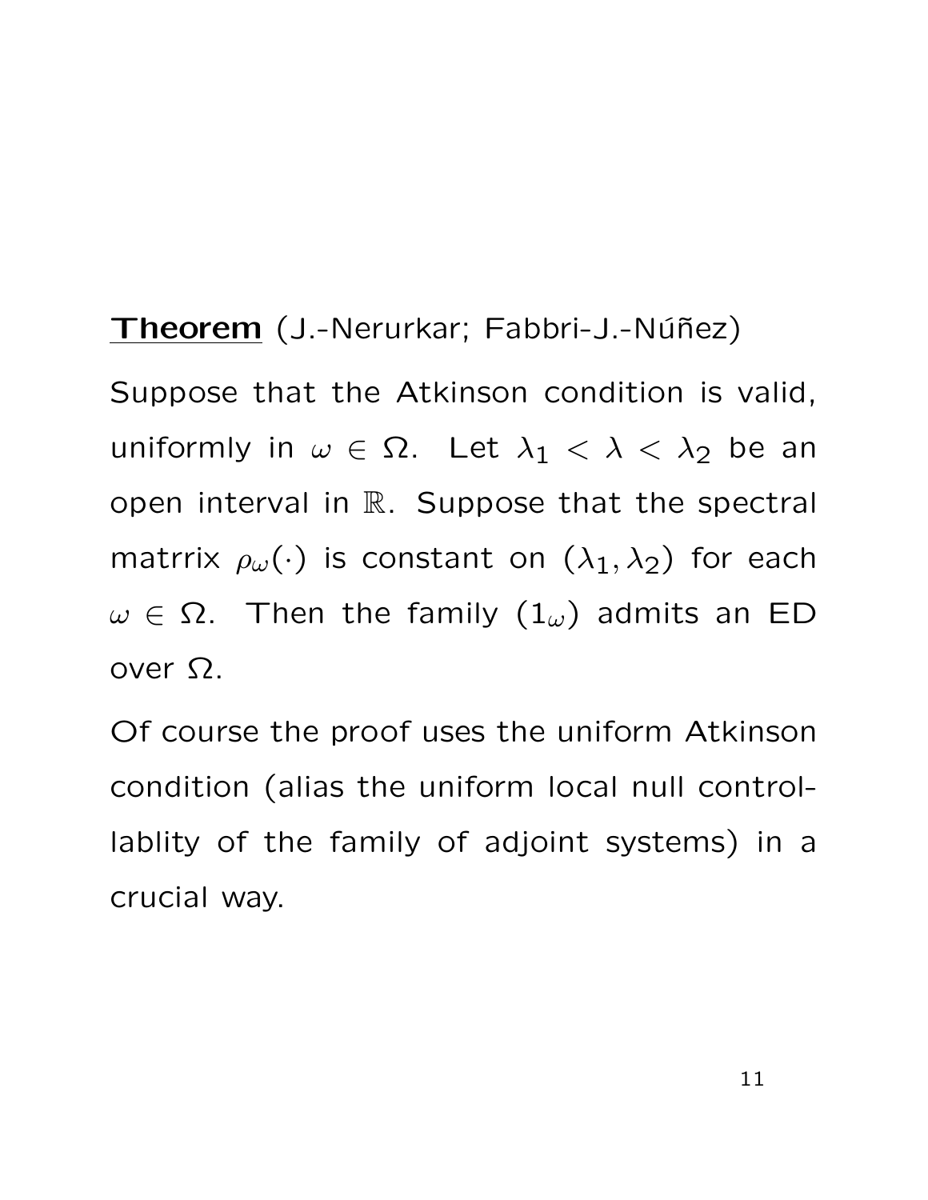**Theorem** (J.-Nerurkar; Fabbri-J.-Núñez)

Suppose that the Atkinson condition is valid, uniformly in $\omega \in \Omega$. Let $\lambda_1 < \lambda < \lambda_2$ be an open interval in $\mathbb{R}$. Suppose that the spectral matrrix $\rho_\omega(\cdot)$ is constant on $(\lambda_1, \lambda_2)$ for each $\omega \in \Omega$. Then the family $(1_\omega)$ admits an ED over $\Omega$.

Of course the proof uses the uniform Atkinson condition (alias the uniform local null controllablity of the family of adjoint systems) in a crucial way.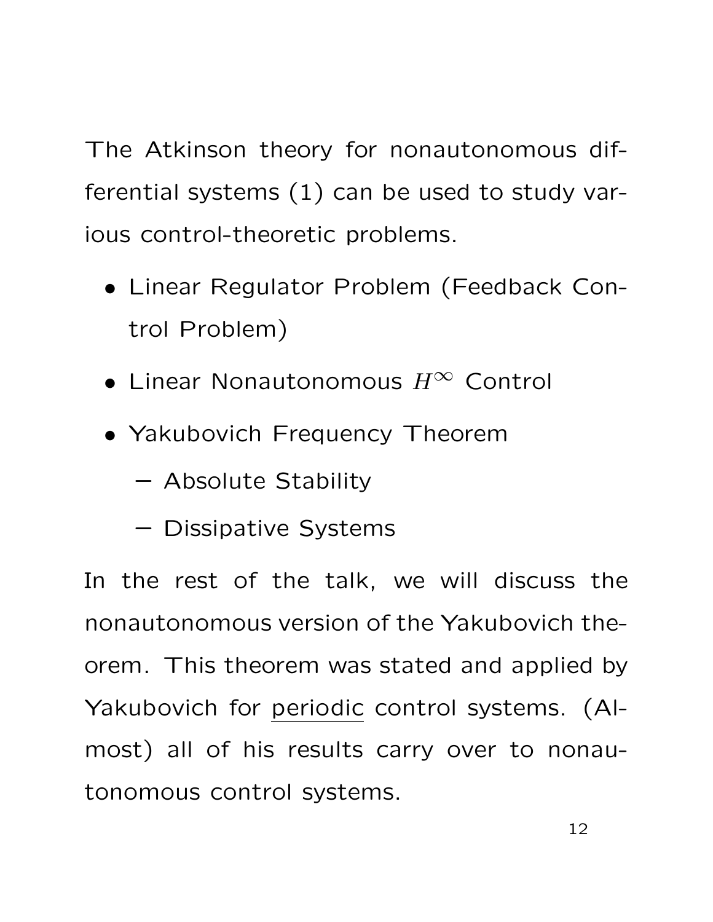The Atkinson theory for nonautonomous differential systems (1) can be used to study various control-theoretic problems.

- Linear Regulator Problem (Feedback Control Problem)
- Linear Nonautonomous $H^\infty$ Control
- Yakubovich Frequency Theorem
  - Absolute Stability
  - Dissipative Systems

In the rest of the talk, we will discuss the nonautonomous version of the Yakubovich theorem. This theorem was stated and applied by Yakubovich for <u>periodic</u> control systems. (Almost) all of his results carry over to nonautonomous control systems.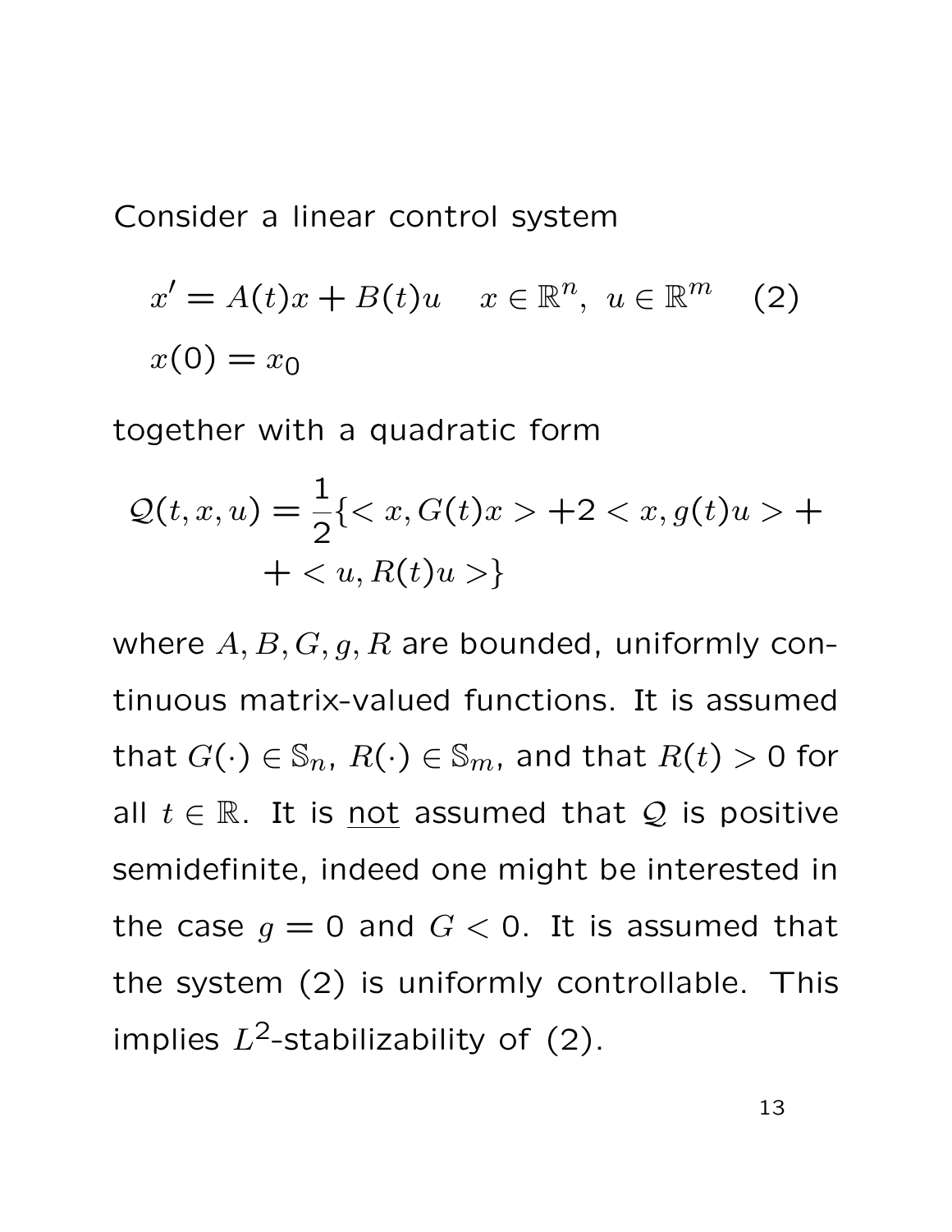Consider a linear control system

$$
\begin{aligned}
& x' = A(t)x + B(t)u \quad x \in \mathbb{R}^n,\ u \in \mathbb{R}^m \quad (2) \\
& x(0) = x_0
\end{aligned}
$$

together with a quadratic form

$$
\mathcal{Q}(t,x,u) = \frac{1}{2}\{< x, G(t)x > + 2 < x, g(t)u > + \\ + < u, R(t)u >\}
$$

where $A, B, G, g, R$ are bounded, uniformly continuous matrix-valued functions. It is assumed that $G(\cdot) \in \mathbb{S}_n$, $R(\cdot) \in \mathbb{S}_m$, and that $R(t) > 0$ for all $t \in \mathbb{R}$. It is <u>not</u> assumed that $\mathcal{Q}$ is positive semidefinite, indeed one might be interested in the case $g = 0$ and $G < 0$. It is assumed that the system (2) is uniformly controllable. This implies $L^2$-stabilizability of (2).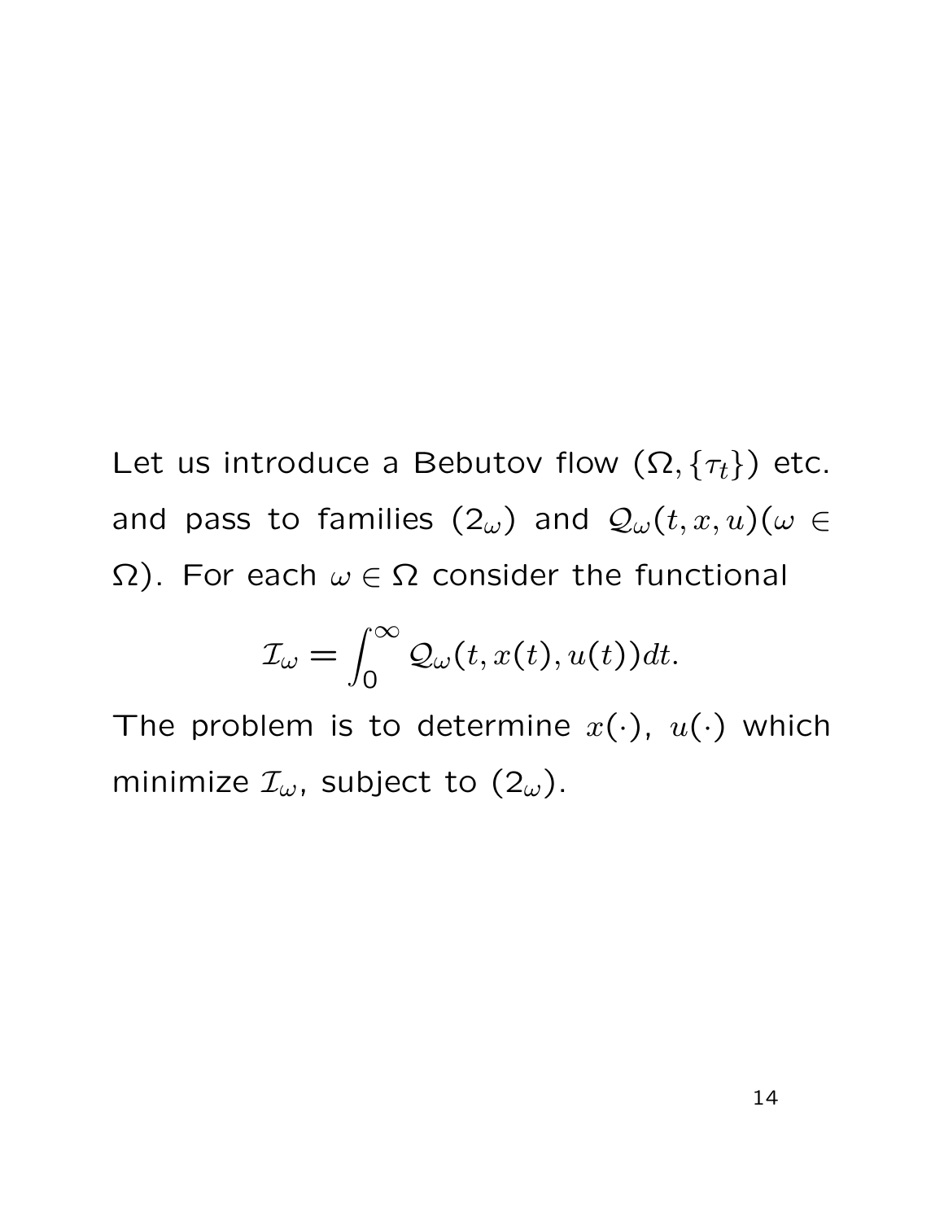Let us introduce a Bebutov flow $(\Omega, \{\tau_t\})$ etc. and pass to families $(2_\omega)$ and $\mathcal{Q}_\omega(t, x, u)(\omega \in \Omega)$. For each $\omega \in \Omega$ consider the functional

$$\mathcal{I}_\omega = \int_0^\infty \mathcal{Q}_\omega(t, x(t), u(t))dt.$$

The problem is to determine $x(\cdot)$, $u(\cdot)$ which minimize $\mathcal{I}_\omega$, subject to $(2_\omega)$.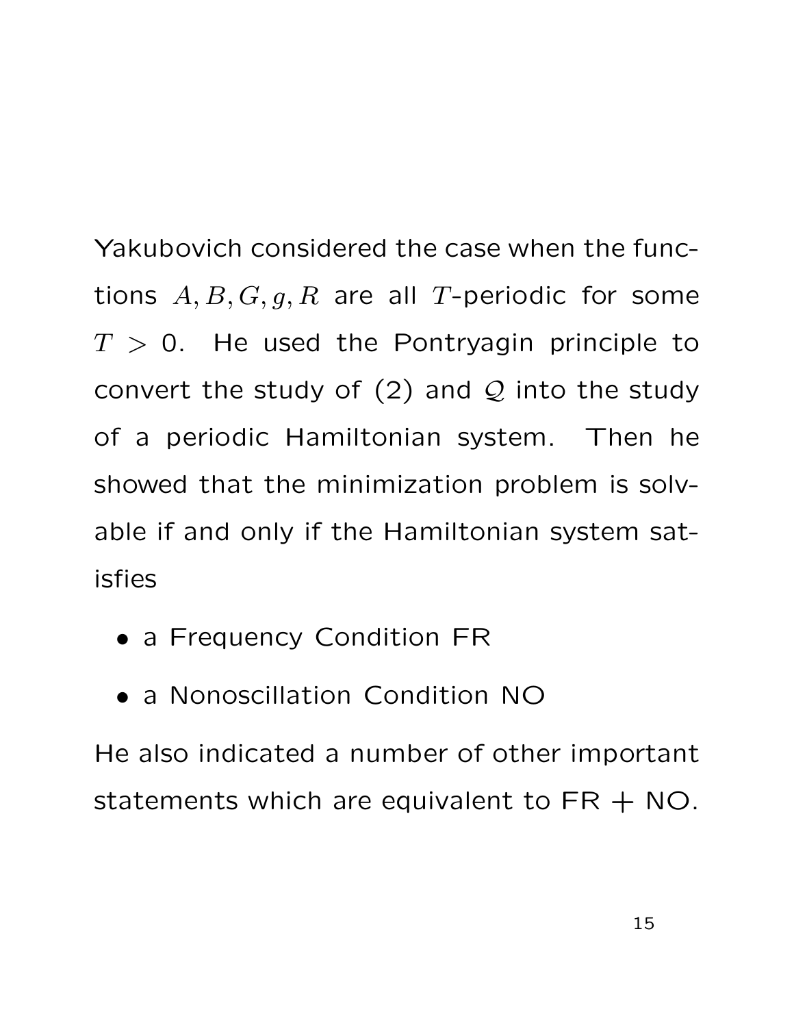Yakubovich considered the case when the functions $A, B, G, g, R$ are all $T$-periodic for some $T > 0$. He used the Pontryagin principle to convert the study of (2) and $\mathcal{Q}$ into the study of a periodic Hamiltonian system. Then he showed that the minimization problem is solvable if and only if the Hamiltonian system satisfies

- a Frequency Condition FR
- a Nonoscillation Condition NO

He also indicated a number of other important statements which are equivalent to FR + NO.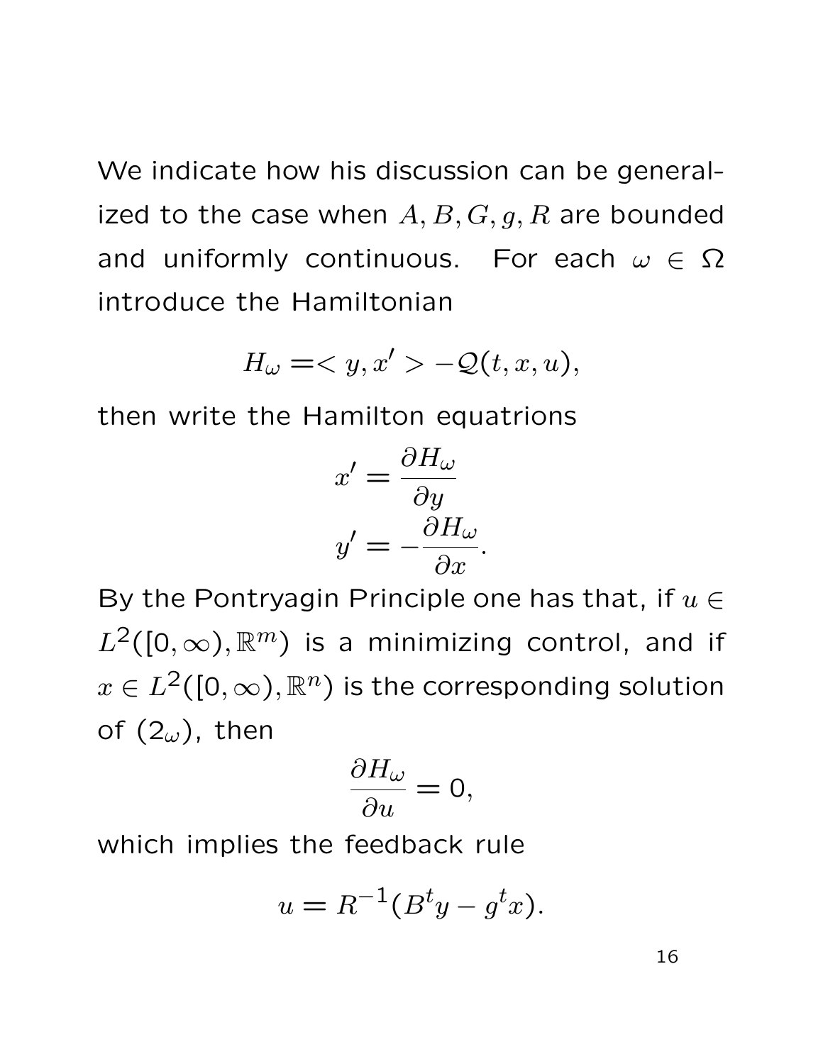We indicate how his discussion can be generalized to the case when $A, B, G, g, R$ are bounded and uniformly continuous. For each $\omega \in \Omega$ introduce the Hamiltonian

$$H_\omega = < y, x' > - \mathcal{Q}(t, x, u),$$

then write the Hamilton equatrions

$$x' = \frac{\partial H_\omega}{\partial y}$$
$$y' = -\frac{\partial H_\omega}{\partial x}.$$

By the Pontryagin Principle one has that, if $u \in L^2([0, \infty), \mathbb{R}^m)$ is a minimizing control, and if $x \in L^2([0, \infty), \mathbb{R}^n)$ is the corresponding solution of $(2_\omega)$, then

$$\frac{\partial H_\omega}{\partial u} = 0,$$

which implies the feedback rule

$$u = R^{-1}(B^t y - g^t x).$$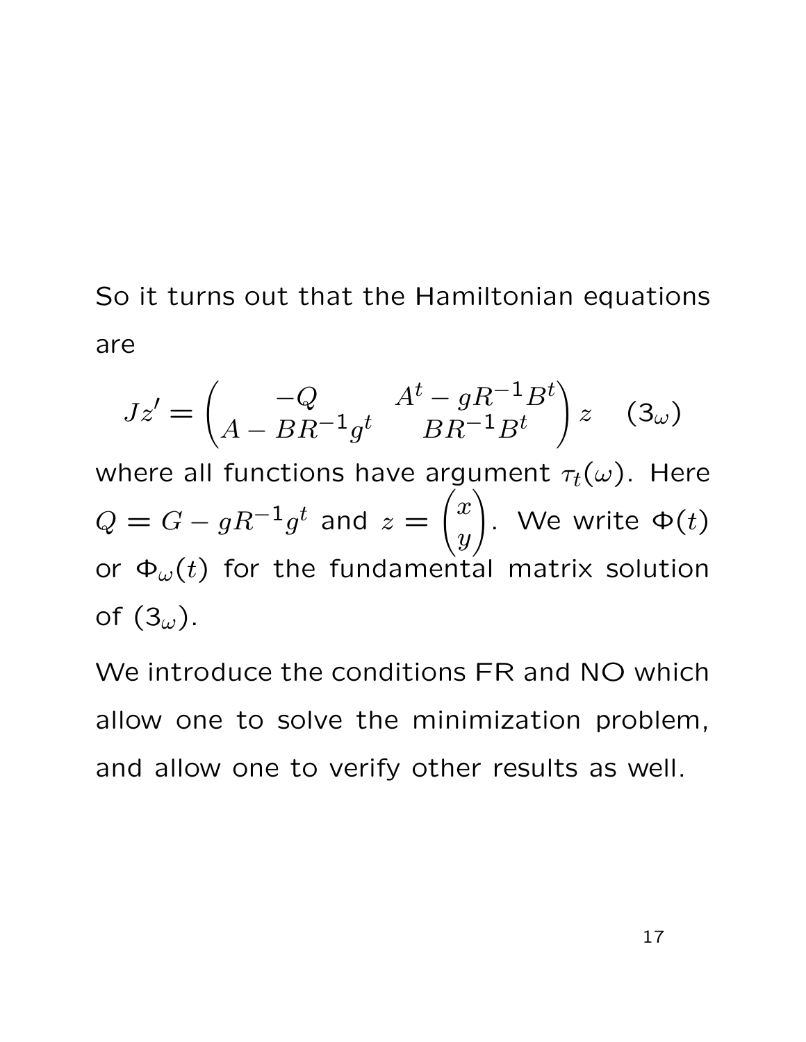So it turns out that the Hamiltonian equations are

$$Jz' = \begin{pmatrix} -Q & A^t - gR^{-1}B^t \\ A - BR^{-1}g^t & BR^{-1}B^t \end{pmatrix} z \quad (3_\omega)$$

where all functions have argument $\tau_t(\omega)$. Here $Q = G - gR^{-1}g^t$ and $z = \begin{pmatrix} x \\ y \end{pmatrix}$. We write $\Phi(t)$ or $\Phi_\omega(t)$ for the fundamental matrix solution of $(3_\omega)$.

We introduce the conditions FR and NO which allow one to solve the minimization problem, and allow one to verify other results as well.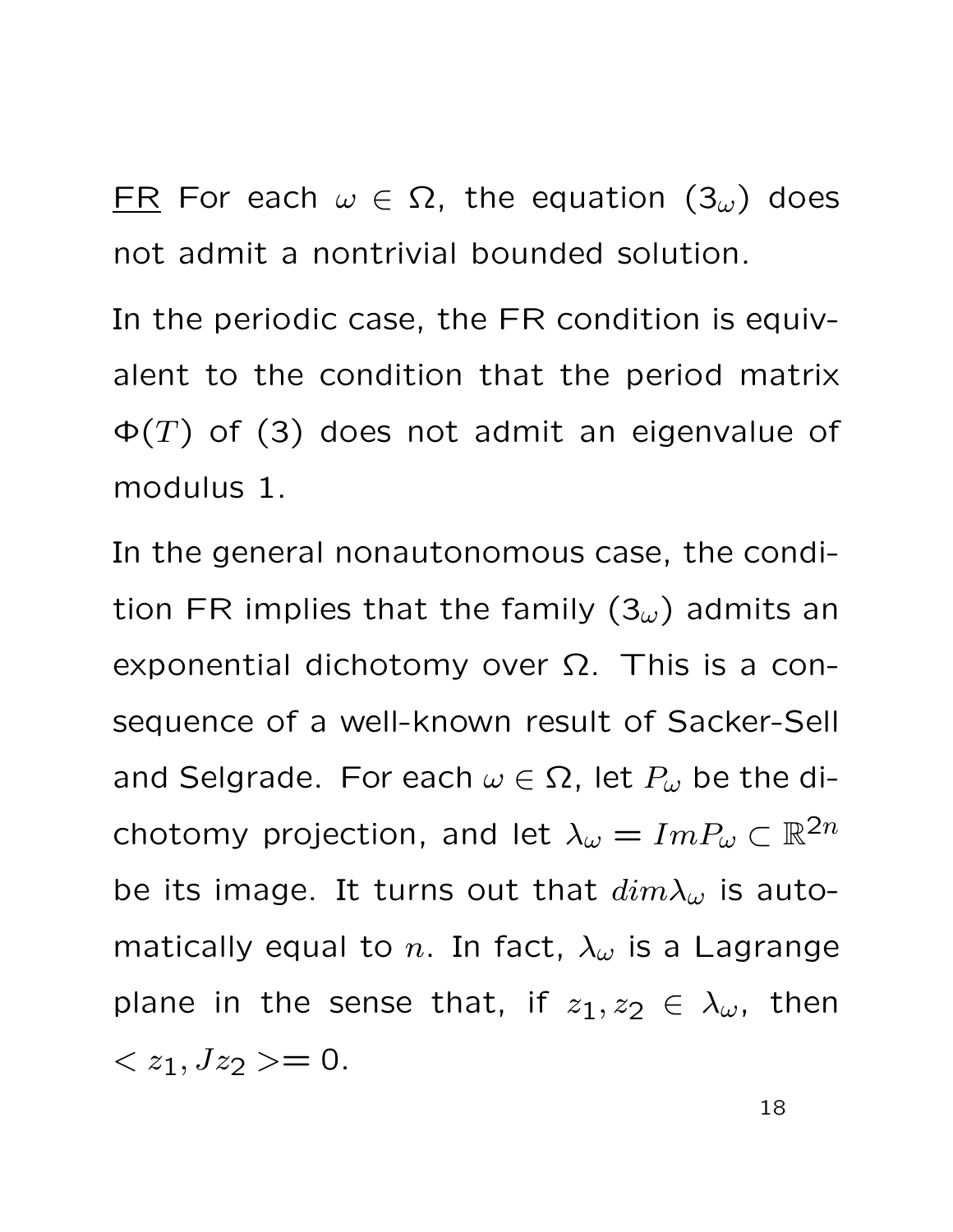FR For each $\omega \in \Omega$, the equation $(3_\omega)$ does not admit a nontrivial bounded solution.

In the periodic case, the FR condition is equivalent to the condition that the period matrix $\Phi(T)$ of (3) does not admit an eigenvalue of modulus 1.

In the general nonautonomous case, the condition FR implies that the family $(3_\omega)$ admits an exponential dichotomy over $\Omega$. This is a consequence of a well-known result of Sacker-Sell and Selgrade. For each $\omega \in \Omega$, let $P_\omega$ be the dichotomy projection, and let $\lambda_\omega = ImP_\omega \subset \mathbb{R}^{2n}$ be its image. It turns out that $dim\lambda_\omega$ is automatically equal to $n$. In fact, $\lambda_\omega$ is a Lagrange plane in the sense that, if $z_1, z_2 \in \lambda_\omega$, then $< z_1, Jz_2 >= 0$.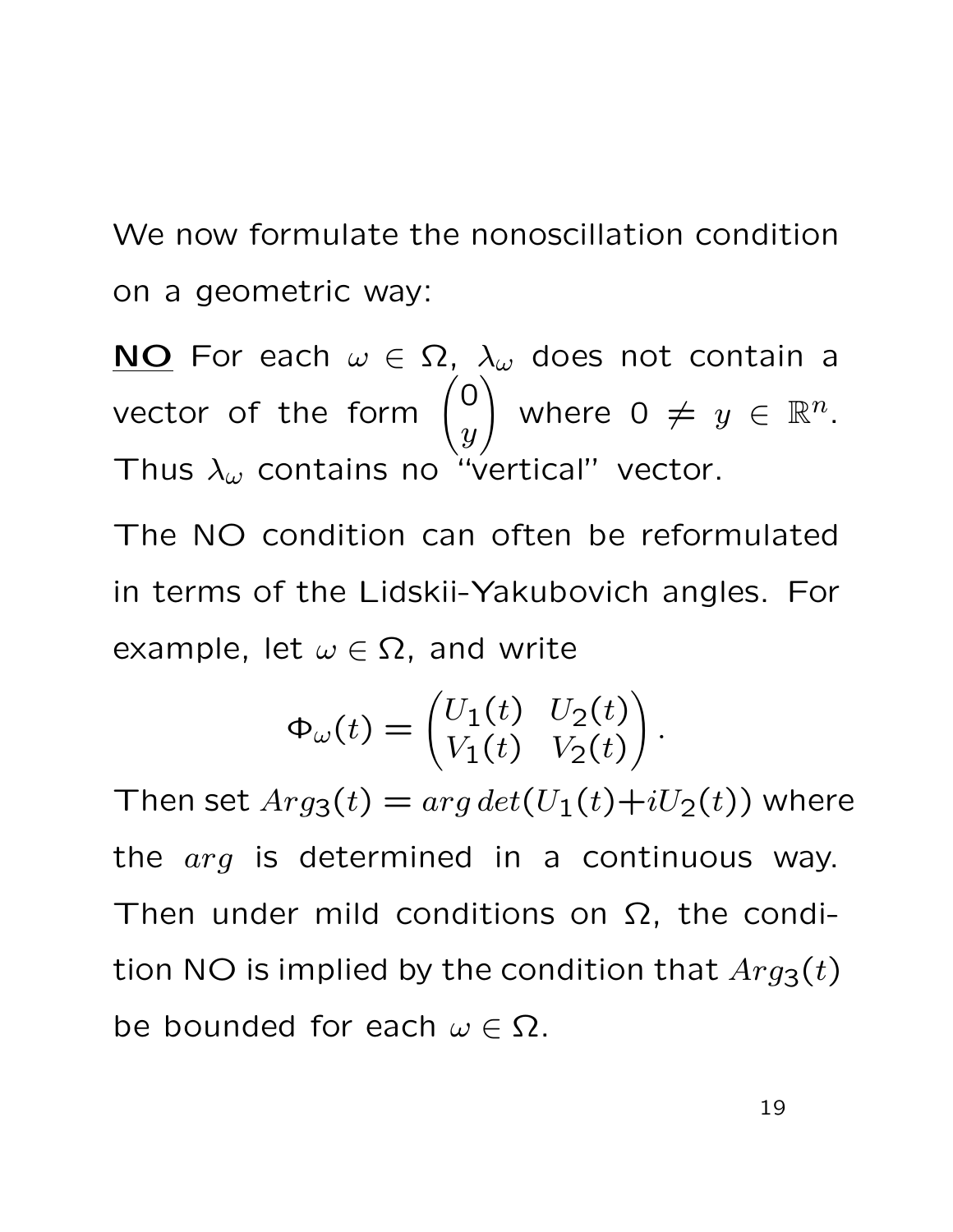We now formulate the nonoscillation condition on a geometric way:

**<u>NO</u>** For each $\omega \in \Omega$, $\lambda_\omega$ does not contain a vector of the form $\begin{pmatrix} 0 \\ y \end{pmatrix}$ where $0 \neq y \in \mathbb{R}^n$. Thus $\lambda_\omega$ contains no "vertical" vector.

The NO condition can often be reformulated in terms of the Lidskii-Yakubovich angles. For example, let $\omega \in \Omega$, and write

$$\Phi_\omega(t) = \begin{pmatrix} U_1(t) & U_2(t) \\ V_1(t) & V_2(t) \end{pmatrix}.$$

Then set $Arg_3(t) = arg\, det(U_1(t) + iU_2(t))$ where the $arg$ is determined in a continuous way. Then under mild conditions on $\Omega$, the condition NO is implied by the condition that $Arg_3(t)$ be bounded for each $\omega \in \Omega$.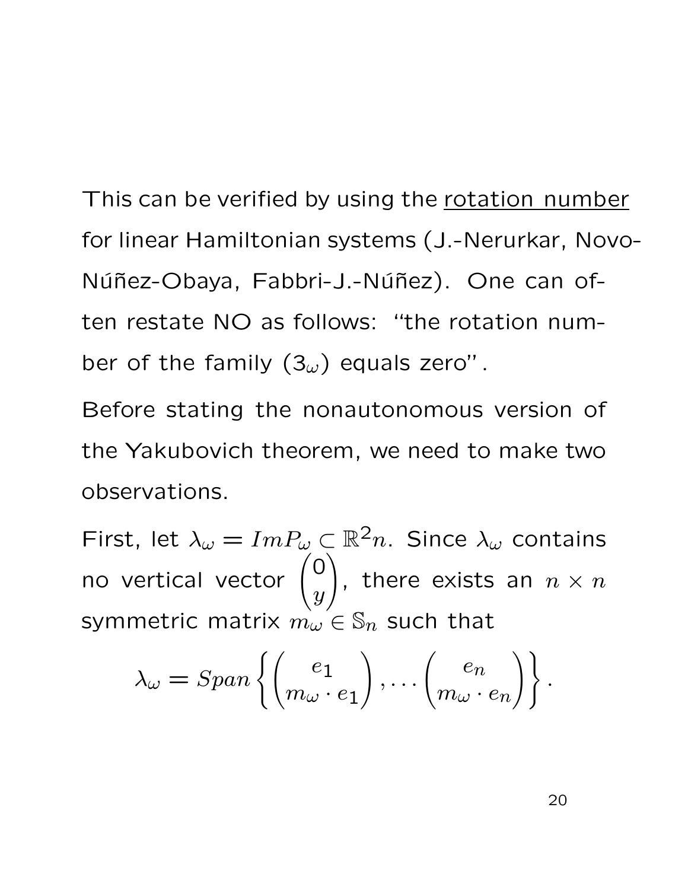This can be verified by using the rotation number for linear Hamiltonian systems (J.-Nerurkar, Novo-Núñez-Obaya, Fabbri-J.-Núñez). One can often restate NO as follows: "the rotation number of the family $(3_\omega)$ equals zero".

Before stating the nonautonomous version of the Yakubovich theorem, we need to make two observations.

First, let $\lambda_\omega = ImP_\omega \subset \mathbb{R}^2 n$. Since $\lambda_\omega$ contains no vertical vector $\begin{pmatrix} 0 \\ y \end{pmatrix}$, there exists an $n \times n$ symmetric matrix $m_\omega \in \mathbb{S}_n$ such that

$$\lambda_\omega = Span \left\{ \begin{pmatrix} e_1 \\ m_\omega \cdot e_1 \end{pmatrix}, \ldots \begin{pmatrix} e_n \\ m_\omega \cdot e_n \end{pmatrix} \right\}.$$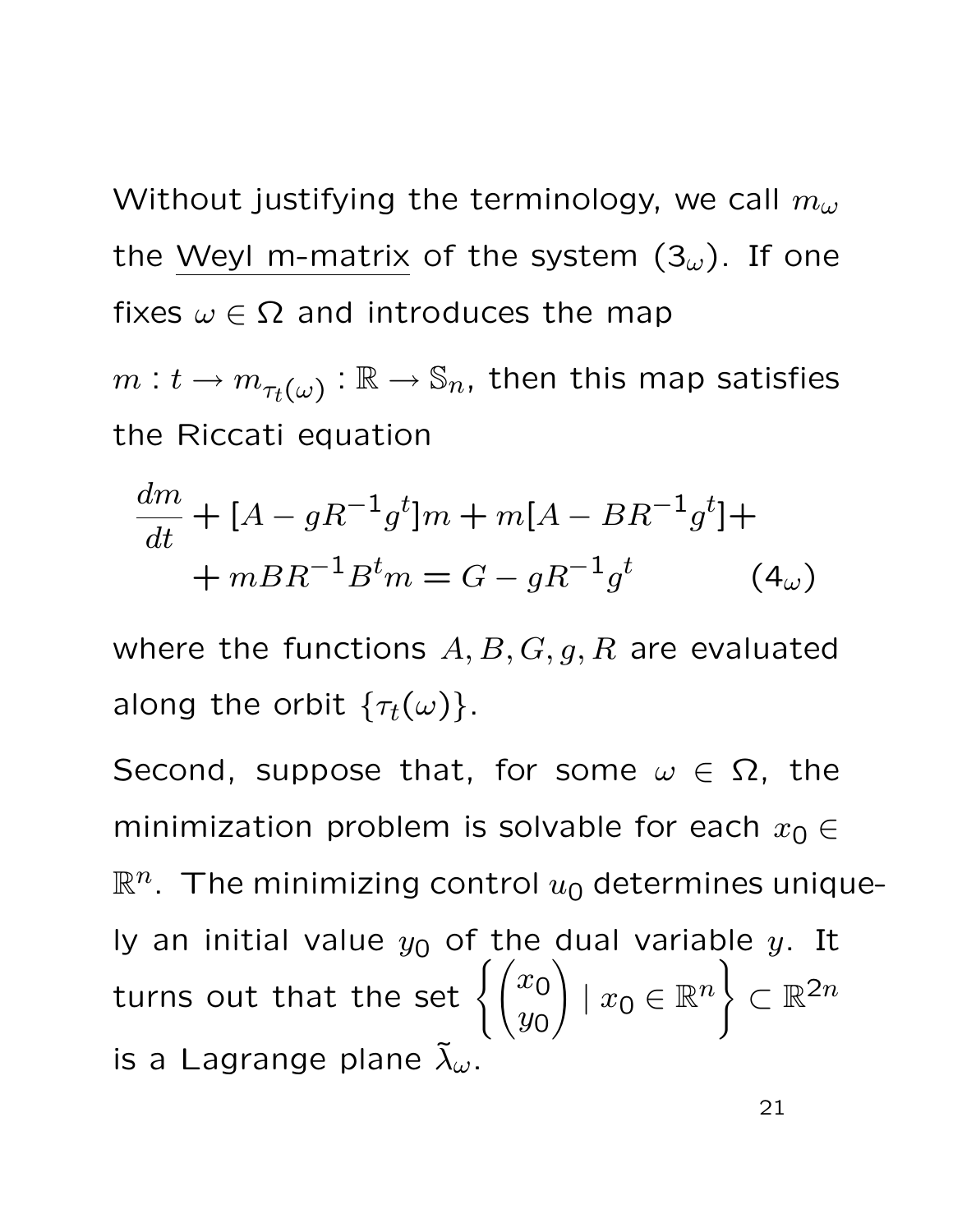Without justifying the terminology, we call $m_\omega$ the Weyl m-matrix of the system ($3_\omega$). If one fixes $\omega \in \Omega$ and introduces the map $m : t \to m_{\tau_t(\omega)} : \mathbb{R} \to \mathbb{S}_n$, then this map satisfies the Riccati equation

$$\frac{dm}{dt} + [A - gR^{-1}g^t]m + m[A - BR^{-1}g^t] + \\ + mBR^{-1}B^t m = G - gR^{-1}g^t \qquad (4_\omega)$$

where the functions $A, B, G, g, R$ are evaluated along the orbit $\{\tau_t(\omega)\}$.

Second, suppose that, for some $\omega \in \Omega$, the minimization problem is solvable for each $x_0 \in \mathbb{R}^n$. The minimizing control $u_0$ determines uniquely an initial value $y_0$ of the dual variable $y$. It turns out that the set $\left\{ \begin{pmatrix} x_0 \\ y_0 \end{pmatrix} \mid x_0 \in \mathbb{R}^n \right\} \subset \mathbb{R}^{2n}$ is a Lagrange plane $\tilde{\lambda}_\omega$.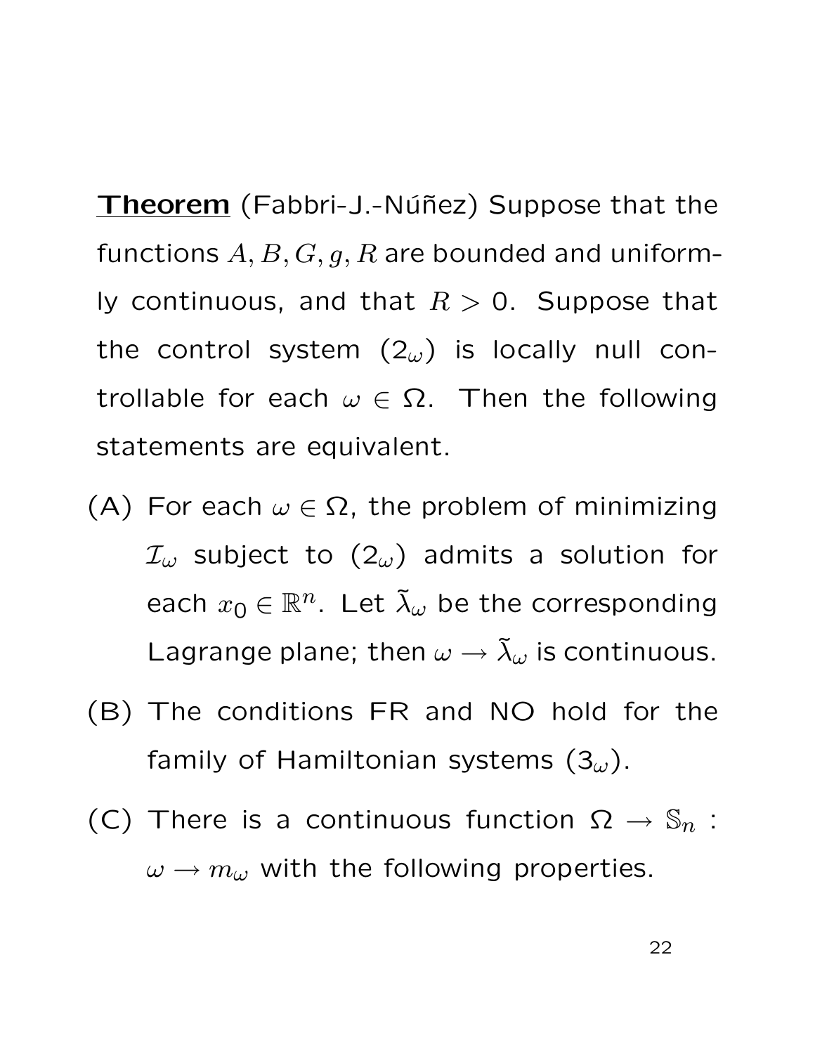**<u>Theorem</u>** (Fabbri-J.-Núñez) Suppose that the functions $A, B, G, g, R$ are bounded and uniformly continuous, and that $R > 0$. Suppose that the control system $(2_\omega)$ is locally null controllable for each $\omega \in \Omega$. Then the following statements are equivalent.

(A) For each $\omega \in \Omega$, the problem of minimizing $\mathcal{I}_\omega$ subject to $(2_\omega)$ admits a solution for each $x_0 \in \mathbb{R}^n$. Let $\tilde{\lambda}_\omega$ be the corresponding Lagrange plane; then $\omega \to \tilde{\lambda}_\omega$ is continuous.

(B) The conditions FR and NO hold for the family of Hamiltonian systems $(3_\omega)$.

(C) There is a continuous function $\Omega \to \mathbb{S}_n$ : $\omega \to m_\omega$ with the following properties.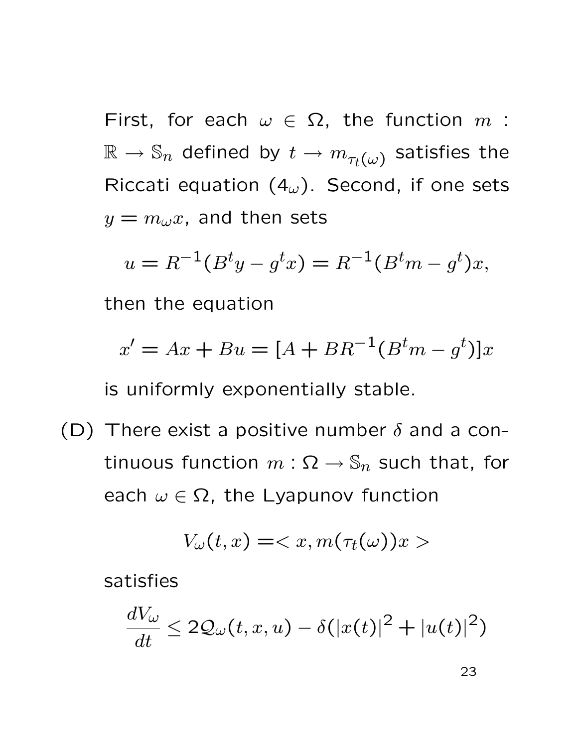First, for each $\omega \in \Omega$, the function $m : \mathbb{R} \to \mathbb{S}_n$ defined by $t \to m_{\tau_t(\omega)}$ satisfies the Riccati equation ($4_\omega$). Second, if one sets $y = m_\omega x$, and then sets

$$u = R^{-1}(B^t y - g^t x) = R^{-1}(B^t m - g^t)x,$$

then the equation

$$x' = Ax + Bu = [A + BR^{-1}(B^t m - g^t)]x$$

is uniformly exponentially stable.

(D) There exist a positive number $\delta$ and a continuous function $m : \Omega \to \mathbb{S}_n$ such that, for each $\omega \in \Omega$, the Lyapunov function

$$V_\omega(t, x) = < x, m(\tau_t(\omega))x >$$

satisfies

$$\frac{dV_\omega}{dt} \leq 2\mathcal{Q}_\omega(t, x, u) - \delta(|x(t)|^2 + |u(t)|^2)$$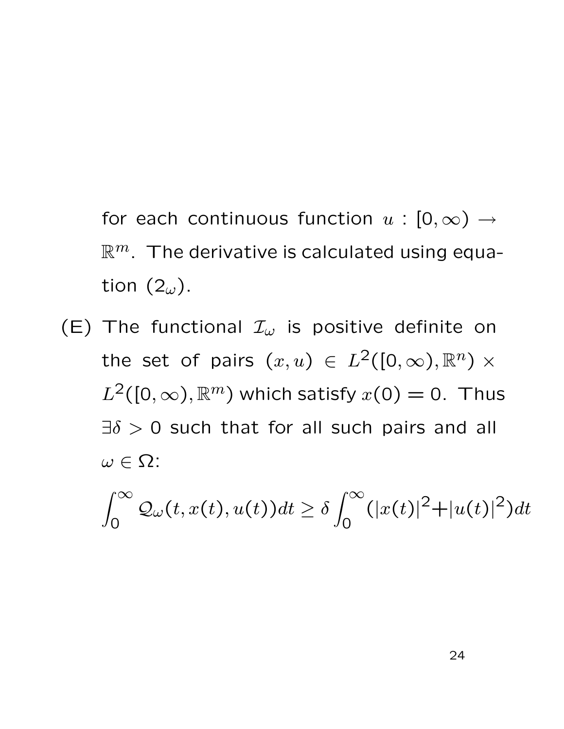for each continuous function $u : [0, \infty) \to \mathbb{R}^m$. The derivative is calculated using equation ($2_\omega$).

(E) The functional $\mathcal{I}_\omega$ is positive definite on the set of pairs $(x, u) \in L^2([0, \infty), \mathbb{R}^n) \times L^2([0, \infty), \mathbb{R}^m)$ which satisfy $x(0) = 0$. Thus $\exists \delta > 0$ such that for all such pairs and all $\omega \in \Omega$:

$$\int_0^\infty \mathcal{Q}_\omega(t, x(t), u(t))dt \geq \delta \int_0^\infty (|x(t)|^2 + |u(t)|^2)dt$$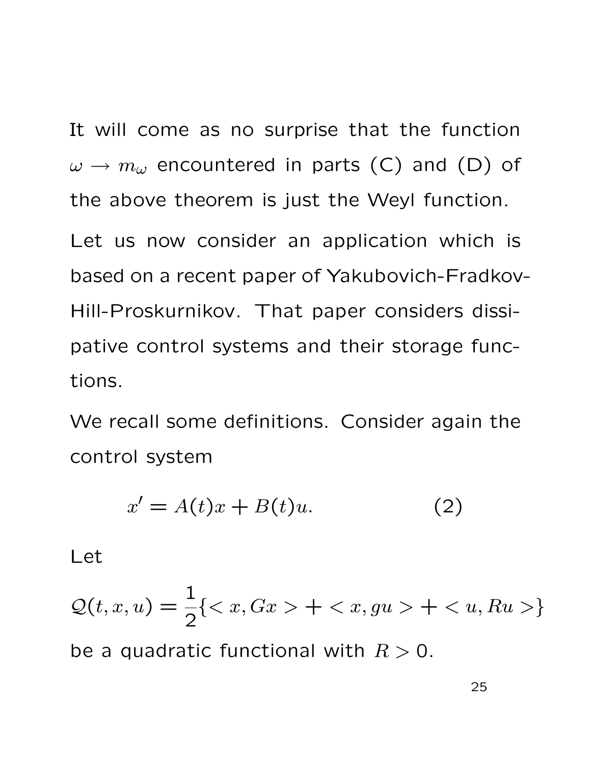It will come as no surprise that the function $\omega \to m_\omega$ encountered in parts (C) and (D) of the above theorem is just the Weyl function.

Let us now consider an application which is based on a recent paper of Yakubovich-Fradkov-Hill-Proskurnikov. That paper considers dissipative control systems and their storage functions.

We recall some definitions. Consider again the control system

$$x' = A(t)x + B(t)u. \tag{2}$$

Let

$$\mathcal{Q}(t, x, u) = \frac{1}{2}\{< x, Gx > + < x, gu > + < u, Ru >\}$$

be a quadratic functional with $R > 0$.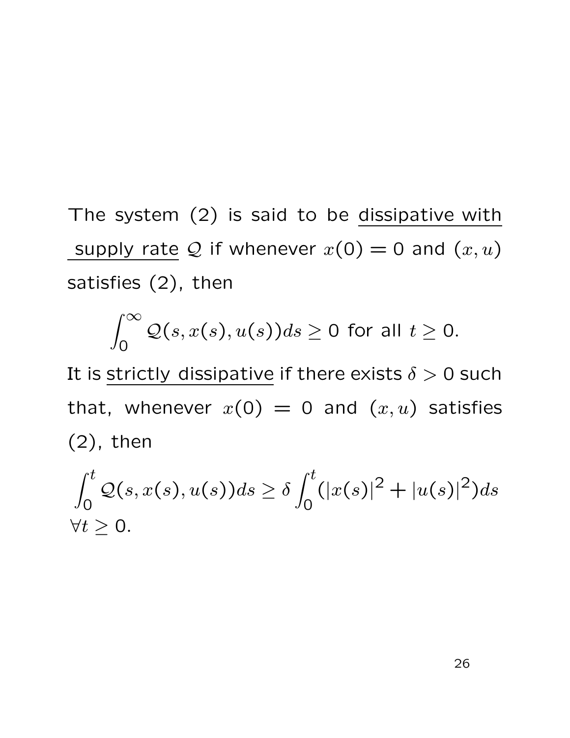The system (2) is said to be <u>dissipative with supply rate</u> $\mathcal{Q}$ if whenever $x(0) = 0$ and $(x, u)$ satisfies (2), then

$$\int_0^\infty \mathcal{Q}(s, x(s), u(s))ds \geq 0 \text{ for all } t \geq 0.$$

It is <u>strictly dissipative</u> if there exists $\delta > 0$ such that, whenever $x(0) = 0$ and $(x, u)$ satisfies (2), then

$$\int_0^t \mathcal{Q}(s, x(s), u(s))ds \geq \delta \int_0^t (|x(s)|^2 + |u(s)|^2)ds$$

$\forall t \geq 0$.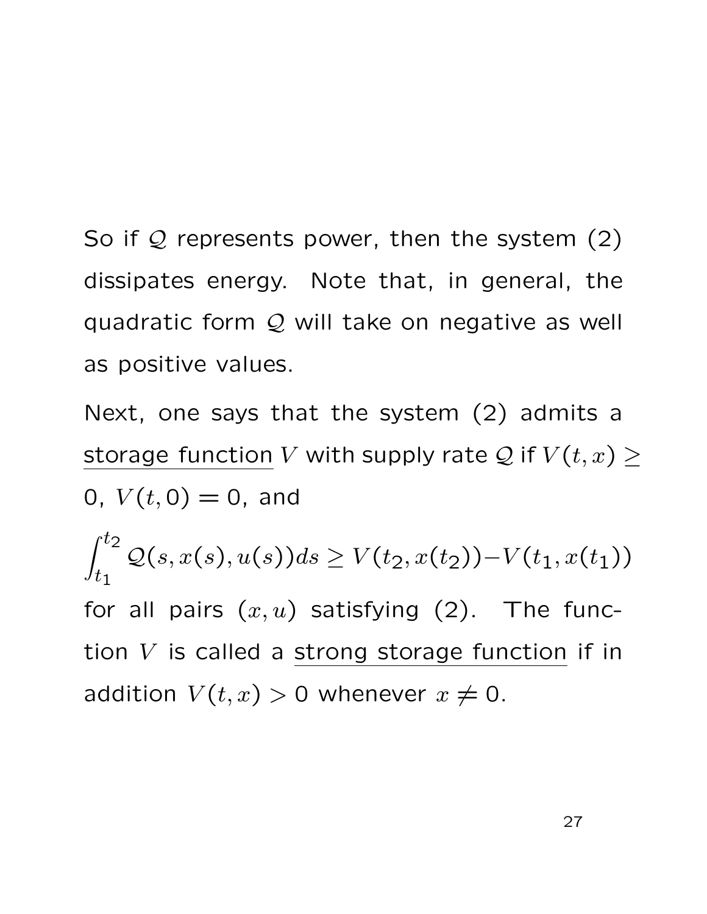So if $\mathcal{Q}$ represents power, then the system (2) dissipates energy. Note that, in general, the quadratic form $\mathcal{Q}$ will take on negative as well as positive values.

Next, one says that the system (2) admits a <u>storage function</u> $V$ with supply rate $\mathcal{Q}$ if $V(t,x) \geq 0$, $V(t,0) = 0$, and

$$\int_{t_1}^{t_2} \mathcal{Q}(s, x(s), u(s))ds \geq V(t_2, x(t_2)) - V(t_1, x(t_1))$$

for all pairs $(x, u)$ satisfying (2). The function $V$ is called a <u>strong storage function</u> if in addition $V(t,x) > 0$ whenever $x \neq 0$.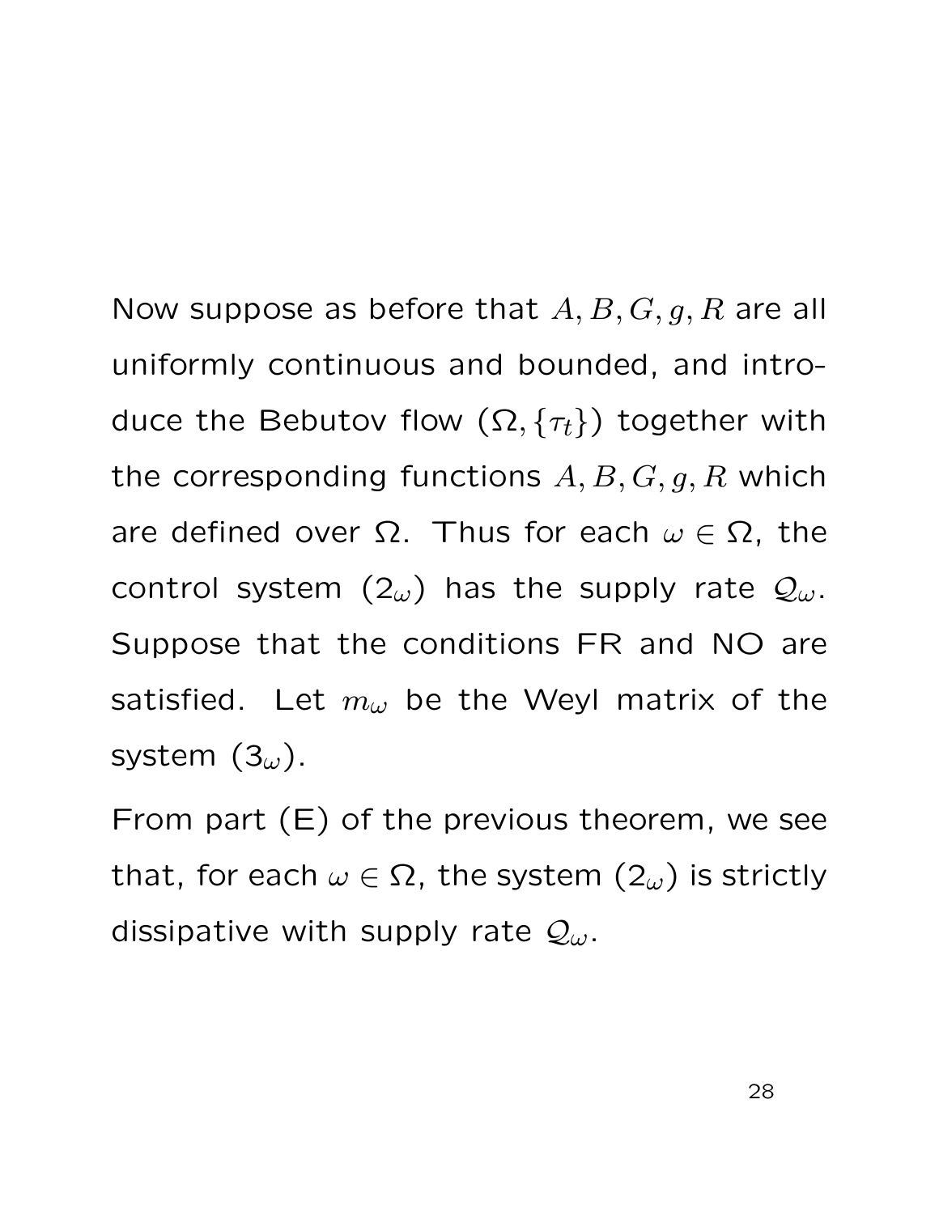Now suppose as before that $A, B, G, g, R$ are all uniformly continuous and bounded, and introduce the Bebutov flow $(\Omega, \{\tau_t\})$ together with the corresponding functions $A, B, G, g, R$ which are defined over $\Omega$. Thus for each $\omega \in \Omega$, the control system $(2_\omega)$ has the supply rate $\mathcal{Q}_\omega$. Suppose that the conditions FR and NO are satisfied. Let $m_\omega$ be the Weyl matrix of the system $(3_\omega)$.

From part (E) of the previous theorem, we see that, for each $\omega \in \Omega$, the system $(2_\omega)$ is strictly dissipative with supply rate $\mathcal{Q}_\omega$.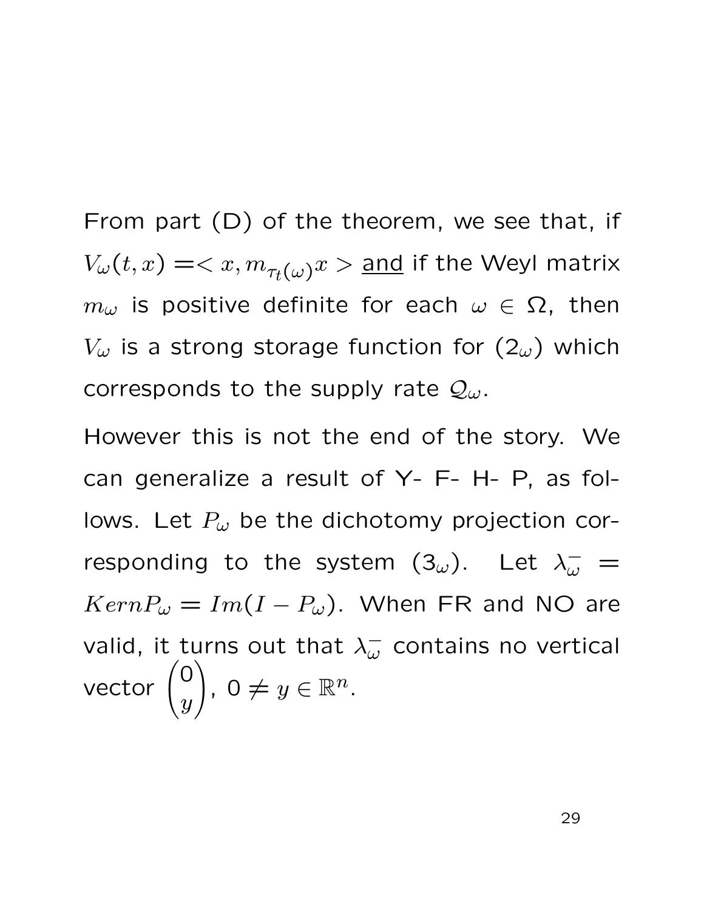From part (D) of the theorem, we see that, if $V_\omega(t,x) = < x, m_{\tau_t(\omega)} x >$ <u>and</u> if the Weyl matrix $m_\omega$ is positive definite for each $\omega \in \Omega$, then $V_\omega$ is a strong storage function for ($2_\omega$) which corresponds to the supply rate $\mathcal{Q}_\omega$.

However this is not the end of the story. We can generalize a result of Y- F- H- P, as follows. Let $P_\omega$ be the dichotomy projection corresponding to the system ($3_\omega$). Let $\lambda_\omega^- = Kern P_\omega = Im(I - P_\omega)$. When FR and NO are valid, it turns out that $\lambda_\omega^-$ contains no vertical vector $\begin{pmatrix} 0 \\ y \end{pmatrix}$, $0 \neq y \in \mathbb{R}^n$.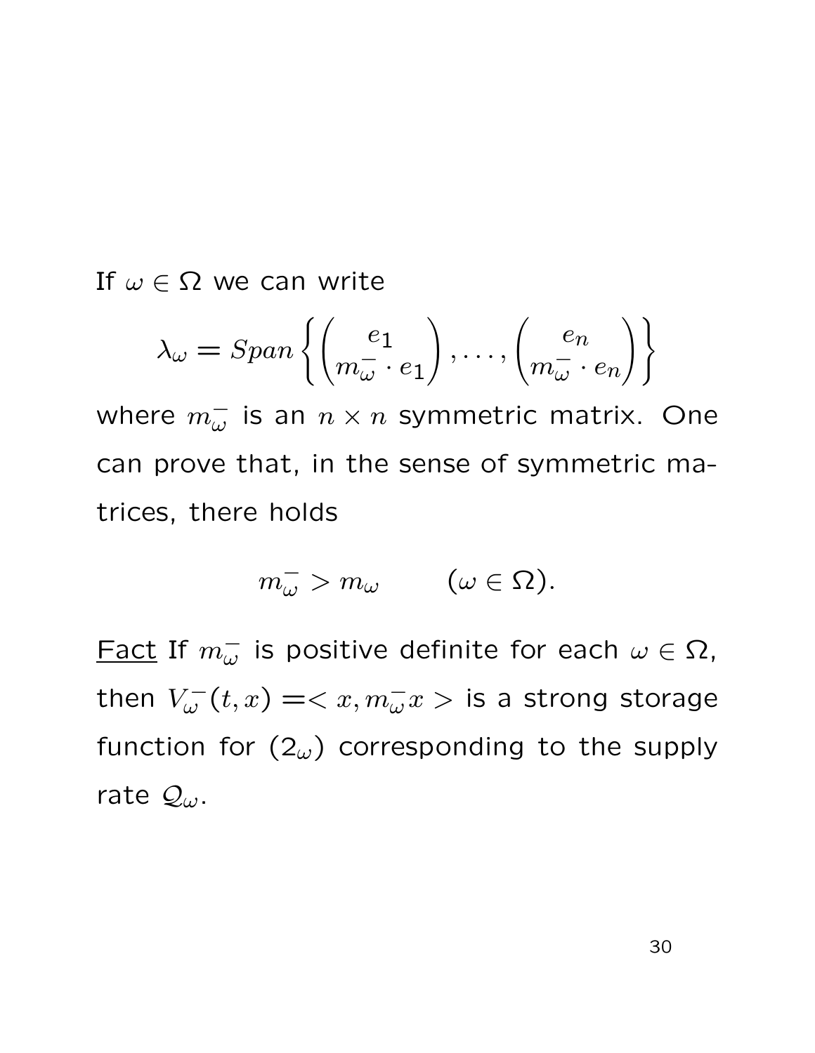If $\omega \in \Omega$ we can write

$$\lambda_\omega = Span \left\{ \begin{pmatrix} e_1 \\ m_\omega^- \cdot e_1 \end{pmatrix}, \ldots, \begin{pmatrix} e_n \\ m_\omega^- \cdot e_n \end{pmatrix} \right\}$$

where $m_\omega^-$ is an $n \times n$ symmetric matrix. One can prove that, in the sense of symmetric matrices, there holds

$$m_\omega^- > m_\omega \qquad (\omega \in \Omega).$$

<u>Fact</u> If $m_\omega^-$ is positive definite for each $\omega \in \Omega$, then $V_\omega^-(t,x) = < x, m_\omega^- x >$ is a strong storage function for $(2_\omega)$ corresponding to the supply rate $\mathcal{Q}_\omega$.